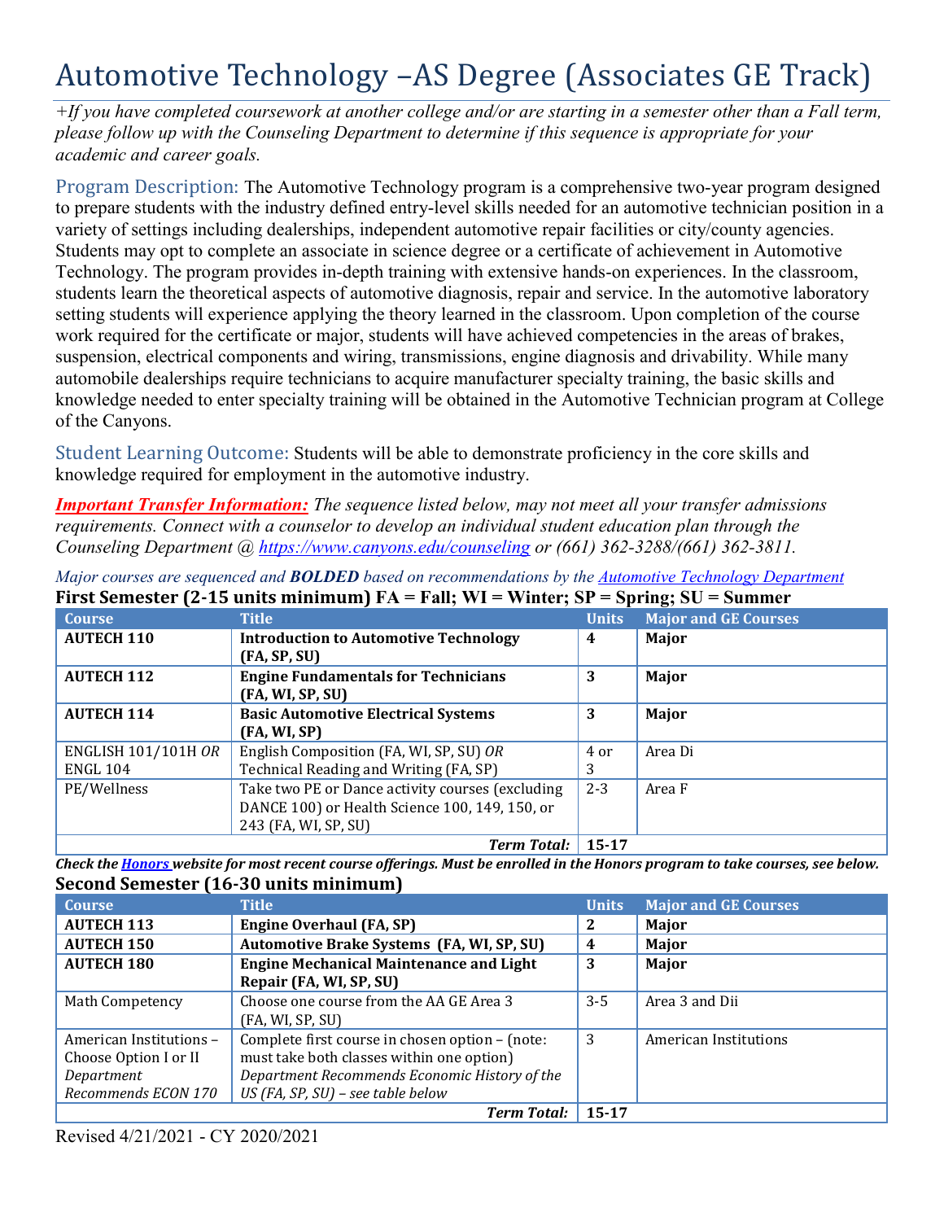# Automotive Technology –AS Degree (Associates GE Track)

*+If you have completed coursework at another college and/or are starting in a semester other than a Fall term, please follow up with the Counseling Department to determine if this sequence is appropriate for your academic and career goals.*

Program Description: The Automotive Technology program is a comprehensive two-year program designed to prepare students with the industry defined entry-level skills needed for an automotive technician position in a variety of settings including dealerships, independent automotive repair facilities or city/county agencies. Students may opt to complete an associate in science degree or a certificate of achievement in Automotive Technology. The program provides in-depth training with extensive hands-on experiences. In the classroom, students learn the theoretical aspects of automotive diagnosis, repair and service. In the automotive laboratory setting students will experience applying the theory learned in the classroom. Upon completion of the course work required for the certificate or major, students will have achieved competencies in the areas of brakes, suspension, electrical components and wiring, transmissions, engine diagnosis and drivability. While many automobile dealerships require technicians to acquire manufacturer specialty training, the basic skills and knowledge needed to enter specialty training will be obtained in the Automotive Technician program at College of the Canyons.

Student Learning Outcome: Students will be able to demonstrate proficiency in the core skills and knowledge required for employment in the automotive industry.

***Important Transfer Information:*** *The sequence listed below, may not meet all your transfer admissions requirements. Connect with a counselor to develop an individual student education plan through the Counseling Department @ https://www.canyons.edu/counseling or (661) 362-3288/(661) 362-3811.*

*Major courses are sequenced and **BOLDED** based on recommendations by the Automotive Technology Department*

**First Semester (2-15 units minimum) FA = Fall; WI = Winter; SP = Spring; SU = Summer**

| Course | Title | Units | Major and GE Courses |
|---|---|---|---|
| **AUTECH 110** | **Introduction to Automotive Technology (FA, SP, SU)** | **4** | **Major** |
| **AUTECH 112** | **Engine Fundamentals for Technicians (FA, WI, SP, SU)** | **3** | **Major** |
| **AUTECH 114** | **Basic Automotive Electrical Systems (FA, WI, SP)** | **3** | **Major** |
| ENGLISH 101/101H *OR* ENGL 104 | English Composition (FA, WI, SP, SU) *OR* Technical Reading and Writing (FA, SP) | 4 or 3 | Area Di |
| PE/Wellness | Take two PE or Dance activity courses (excluding DANCE 100) or Health Science 100, 149, 150, or 243 (FA, WI, SP, SU) | 2-3 | Area F |
| | ***Term Total:*** | **15-17** | |

***Check the Honors website for most recent course offerings. Must be enrolled in the Honors program to take courses, see below.***

**Second Semester (16-30 units minimum)**

| Course | Title | Units | Major and GE Courses |
|---|---|---|---|
| **AUTECH 113** | **Engine Overhaul (FA, SP)** | **2** | **Major** |
| **AUTECH 150** | **Automotive Brake Systems (FA, WI, SP, SU)** | **4** | **Major** |
| **AUTECH 180** | **Engine Mechanical Maintenance and Light Repair (FA, WI, SP, SU)** | **3** | **Major** |
| Math Competency | Choose one course from the AA GE Area 3 (FA, WI, SP, SU) | 3-5 | Area 3 and Dii |
| American Institutions – Choose Option I or II *Department Recommends ECON 170* | Complete first course in chosen option – (note: must take both classes within one option) *Department Recommends Economic History of the US (FA, SP, SU) – see table below* | 3 | American Institutions |
| | ***Term Total:*** | **15-17** | |

Revised 4/21/2021 - CY 2020/2021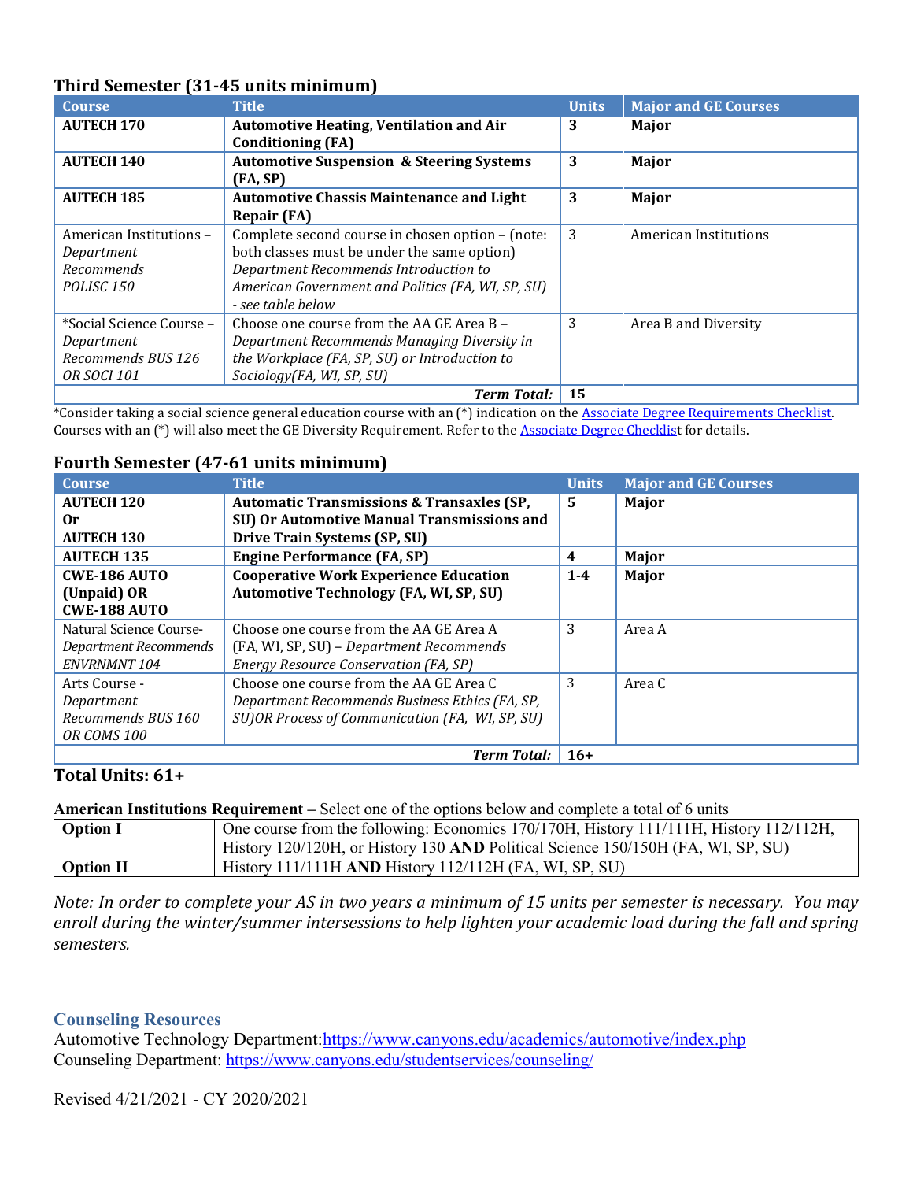### Third Semester (31-45 units minimum)

| Course | Title | Units | Major and GE Courses |
|---|---|---|---|
| **AUTECH 170** | **Automotive Heating, Ventilation and Air Conditioning (FA)** | **3** | **Major** |
| **AUTECH 140** | **Automotive Suspension & Steering Systems (FA, SP)** | **3** | **Major** |
| **AUTECH 185** | **Automotive Chassis Maintenance and Light Repair (FA)** | **3** | **Major** |
| American Institutions – *Department Recommends POLISC 150* | Complete second course in chosen option – (note: both classes must be under the same option) *Department Recommends Introduction to American Government and Politics (FA, WI, SP, SU) - see table below* | 3 | American Institutions |
| *Social Science Course – *Department Recommends BUS 126 OR SOCI 101* | Choose one course from the AA GE Area B – *Department Recommends Managing Diversity in the Workplace (FA, SP, SU) or Introduction to Sociology(FA, WI, SP, SU)* | 3 | Area B and Diversity |
| | ***Term Total:*** | **15** | |

*Consider taking a social science general education course with an (*) indication on the Associate Degree Requirements Checklist. Courses with an (*) will also meet the GE Diversity Requirement. Refer to the Associate Degree Checklist for details.

### Fourth Semester (47-61 units minimum)

| Course | Title | Units | Major and GE Courses |
|---|---|---|---|
| **AUTECH 120 Or AUTECH 130** | **Automatic Transmissions & Transaxles (SP, SU) Or Automotive Manual Transmissions and Drive Train Systems (SP, SU)** | **5** | **Major** |
| **AUTECH 135** | **Engine Performance (FA, SP)** | **4** | **Major** |
| **CWE-186 AUTO (Unpaid) OR CWE-188 AUTO** | **Cooperative Work Experience Education Automotive Technology (FA, WI, SP, SU)** | **1-4** | **Major** |
| Natural Science Course- *Department Recommends ENVRNMNT 104* | Choose one course from the AA GE Area A (FA, WI, SP, SU) – *Department Recommends Energy Resource Conservation (FA, SP)* | 3 | Area A |
| Arts Course - *Department Recommends BUS 160 OR COMS 100* | Choose one course from the AA GE Area C *Department Recommends Business Ethics (FA, SP, SU)OR Process of Communication (FA, WI, SP, SU)* | 3 | Area C |
| | ***Term Total:*** | **16+** | |

**Total Units: 61+**

**American Institutions Requirement** – Select one of the options below and complete a total of 6 units

| | |
|---|---|
| **Option I** | One course from the following: Economics 170/170H, History 111/111H, History 112/112H, History 120/120H, or History 130 **AND** Political Science 150/150H (FA, WI, SP, SU) |
| **Option II** | History 111/111H **AND** History 112/112H (FA, WI, SP, SU) |

*Note: In order to complete your AS in two years a minimum of 15 units per semester is necessary. You may enroll during the winter/summer intersessions to help lighten your academic load during the fall and spring semesters.*

### Counseling Resources

Automotive Technology Department: https://www.canyons.edu/academics/automotive/index.php
Counseling Department: https://www.canyons.edu/studentservices/counseling/

Revised 4/21/2021 - CY 2020/2021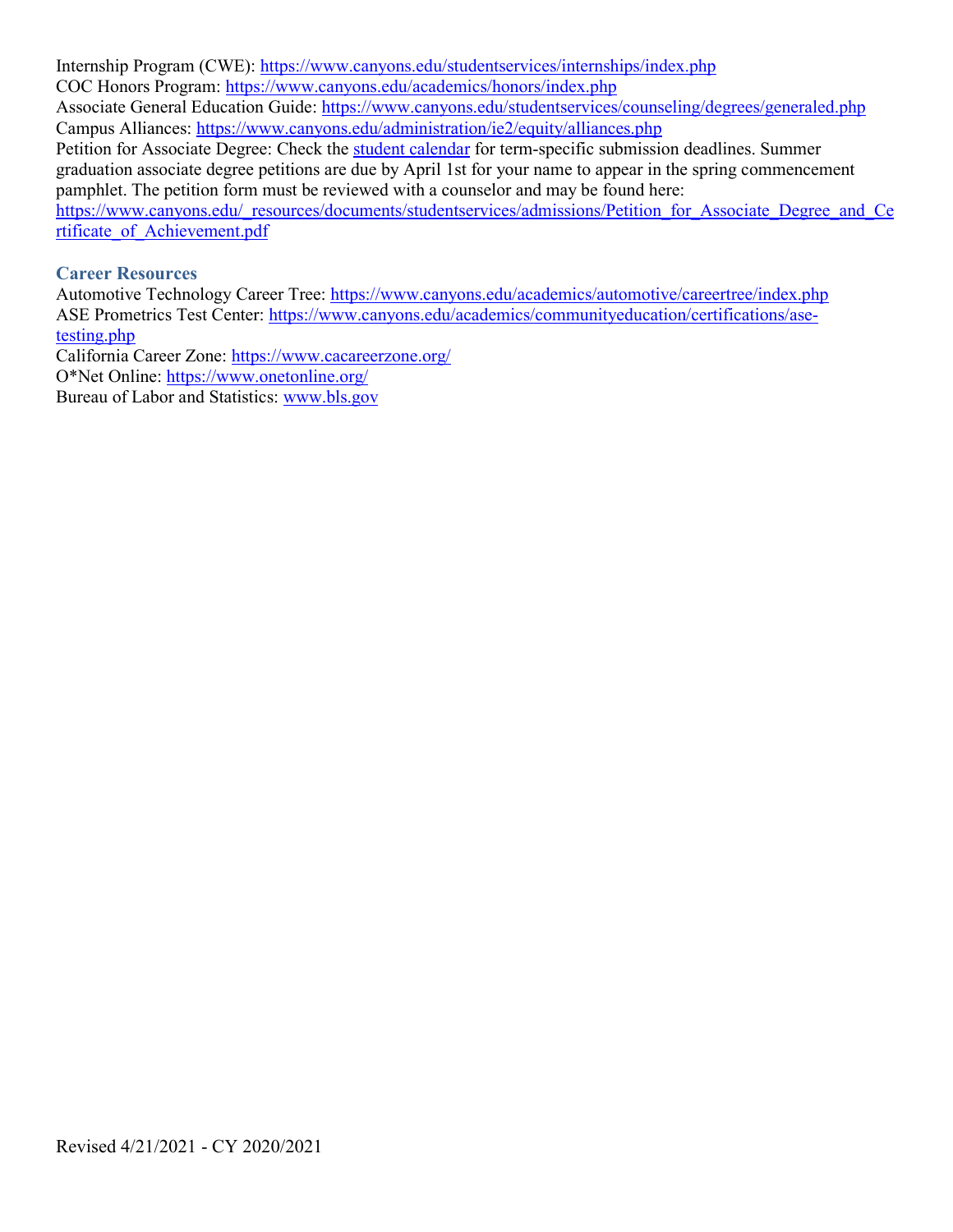Internship Program (CWE): https://www.canyons.edu/studentservices/internships/index.php
COC Honors Program: https://www.canyons.edu/academics/honors/index.php
Associate General Education Guide: https://www.canyons.edu/studentservices/counseling/degrees/generaled.php
Campus Alliances: https://www.canyons.edu/administration/ie2/equity/alliances.php
Petition for Associate Degree: Check the student calendar for term-specific submission deadlines. Summer graduation associate degree petitions are due by April 1st for your name to appear in the spring commencement pamphlet. The petition form must be reviewed with a counselor and may be found here: https://www.canyons.edu/_resources/documents/studentservices/admissions/Petition_for_Associate_Degree_and_Certificate_of_Achievement.pdf

### Career Resources

Automotive Technology Career Tree: https://www.canyons.edu/academics/automotive/careertree/index.php
ASE Prometrics Test Center: https://www.canyons.edu/academics/communityeducation/certifications/ase-testing.php
California Career Zone: https://www.cacareerzone.org/
O*Net Online: https://www.onetonline.org/
Bureau of Labor and Statistics: www.bls.gov

Revised 4/21/2021 - CY 2020/2021